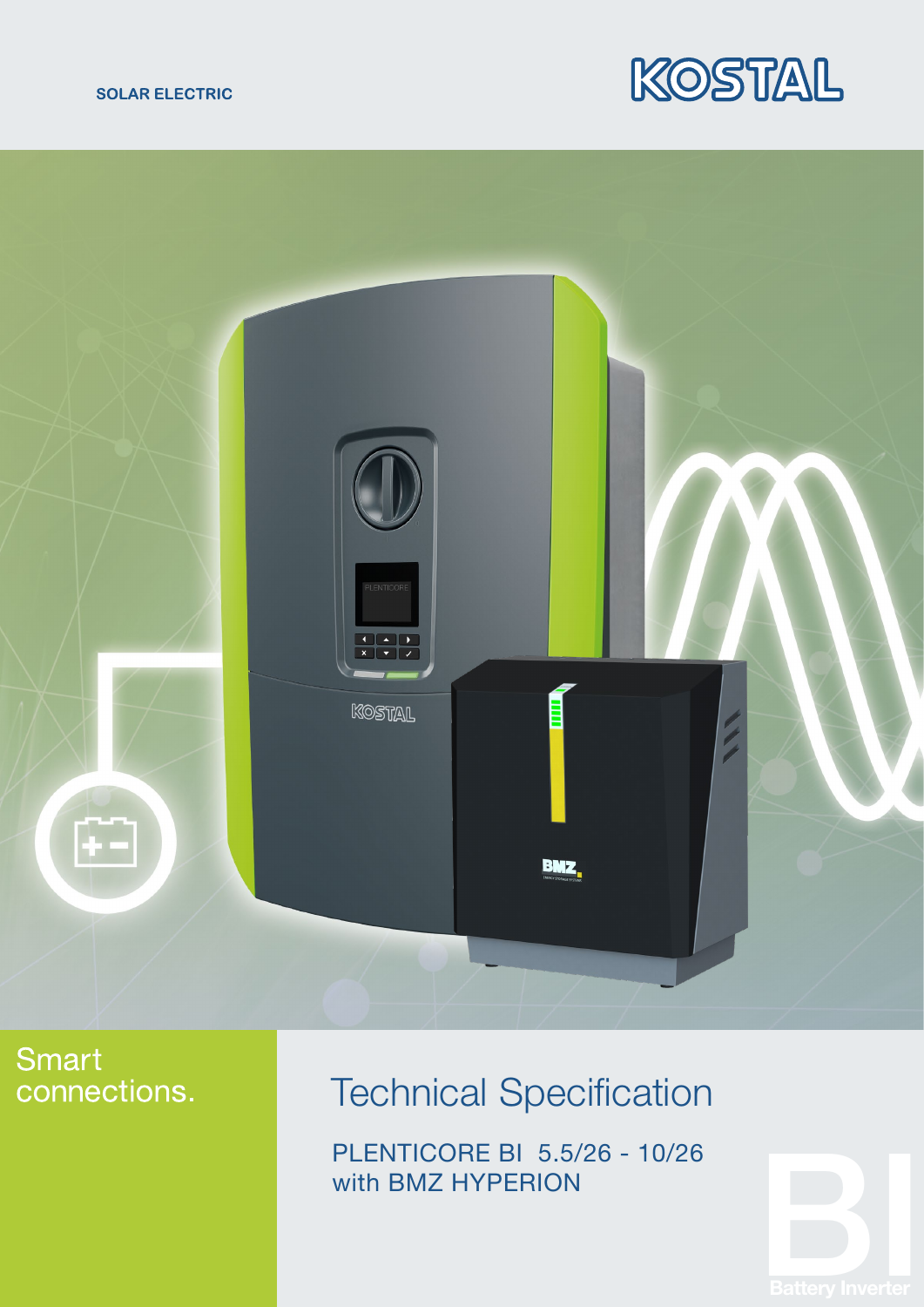SOLAR ELECTRIC

KOSTAL

Smart connections.

# Technical Specification

PLENTICORE BI 5.5/26 - 10/26
with BMZ HYPERION

BI
Battery Inverter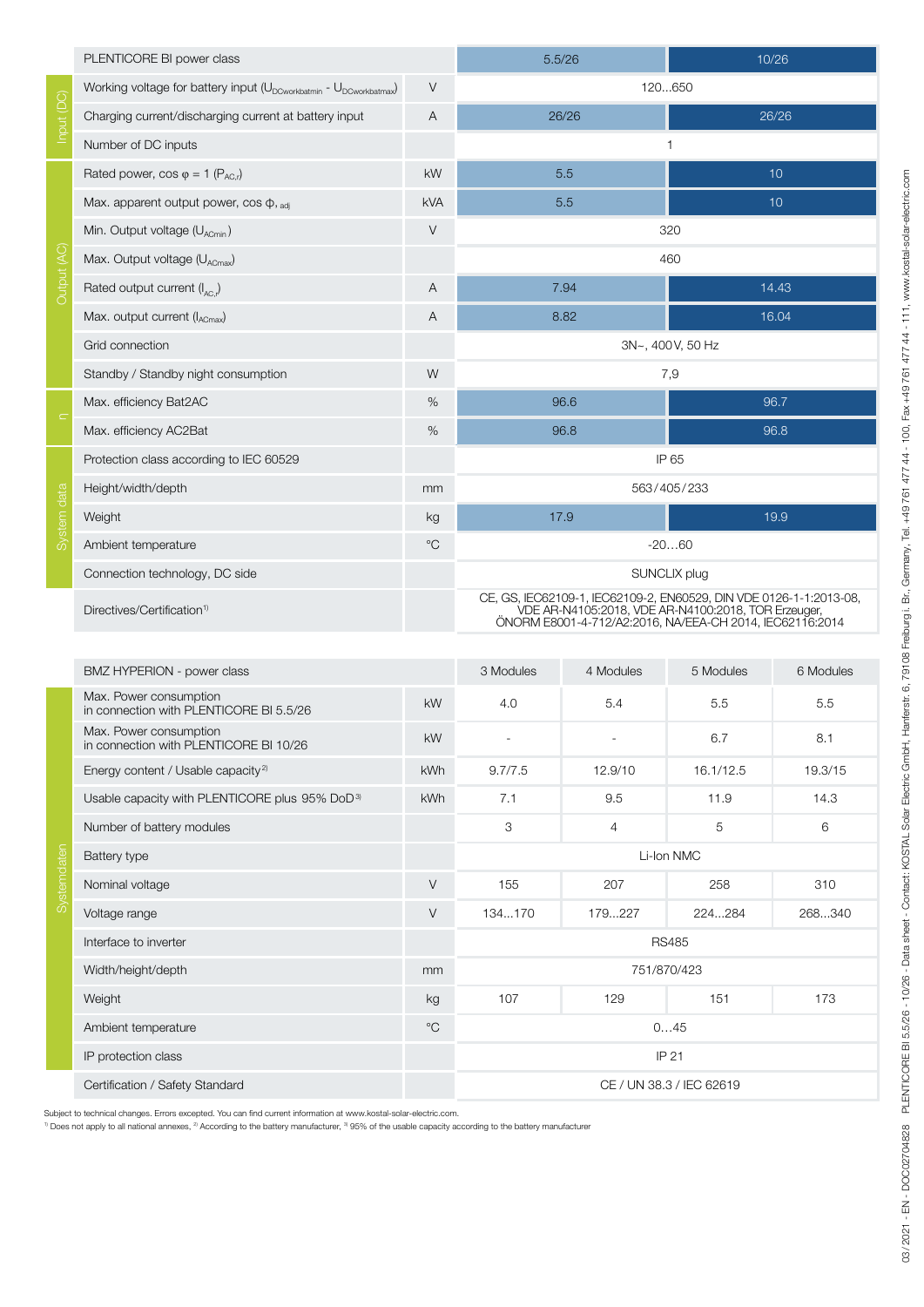| | PLENTICORE BI power class | | 5.5/26 | 10/26 |
|---|---|---|---|---|
| Input (DC) | Working voltage for battery input ($U_{DCworkbatmin}$ - $U_{DCworkbatmax}$) | V | 120...650 | |
| | Charging current/discharging current at battery input | A | 26/26 | 26/26 |
| | Number of DC inputs | | 1 | |
| Output (AC) | Rated power, cos φ = 1 ($P_{AC,r}$) | kW | 5.5 | 10 |
| | Max. apparent output power, cos Φ, adj | kVA | 5.5 | 10 |
| | Min. Output voltage ($U_{ACmin}$) | V | 320 | |
| | Max. Output voltage ($U_{ACmax}$) | | 460 | |
| | Rated output current ($I_{AC,r}$) | A | 7.94 | 14.43 |
| | Max. output current ($I_{ACmax}$) | A | 8.82 | 16.04 |
| | Grid connection | | 3N~, 400 V, 50 Hz | |
| | Standby / Standby night consumption | W | 7,9 | |
| η | Max. efficiency Bat2AC | % | 96.6 | 96.7 |
| | Max. efficiency AC2Bat | % | 96.8 | 96.8 |
| System data | Protection class according to IEC 60529 | | IP 65 | |
| | Height/width/depth | mm | 563/405/233 | |
| | Weight | kg | 17.9 | 19.9 |
| | Ambient temperature | °C | -20…60 | |
| | Connection technology, DC side | | SUNCLIX plug | |
| | Directives/Certification[1] | | CE, GS, IEC62109-1, IEC62109-2, EN60529, DIN VDE 0126-1-1:2013-08, VDE AR-N4105:2018, VDE AR-N4100:2018, TOR Erzeuger, ÖNORM E8001-4-712/A2:2016, NA/EEA-CH 2014, IEC62116:2014 | |

| | BMZ HYPERION - power class | | 3 Modules | 4 Modules | 5 Modules | 6 Modules |
|---|---|---|---|---|---|---|
| Systemdaten | Max. Power consumption in connection with PLENTICORE BI 5.5/26 | kW | 4.0 | 5.4 | 5.5 | 5.5 |
| | Max. Power consumption in connection with PLENTICORE BI 10/26 | kW | - | - | 6.7 | 8.1 |
| | Energy content / Usable capacity[2] | kWh | 9.7/7.5 | 12.9/10 | 16.1/12.5 | 19.3/15 |
| | Usable capacity with PLENTICORE plus 95% DoD[3] | kWh | 7.1 | 9.5 | 11.9 | 14.3 |
| | Number of battery modules | | 3 | 4 | 5 | 6 |
| | Battery type | | Li-Ion NMC | | | |
| | Nominal voltage | V | 155 | 207 | 258 | 310 |
| | Voltage range | V | 134...170 | 179...227 | 224...284 | 268...340 |
| | Interface to inverter | | RS485 | | | |
| | Width/height/depth | mm | 751/870/423 | | | |
| | Weight | kg | 107 | 129 | 151 | 173 |
| | Ambient temperature | °C | 0…45 | | | |
| | IP protection class | | IP 21 | | | |
| | Certification / Safety Standard | | CE / UN 38.3 / IEC 62619 | | | |

Subject to technical changes. Errors excepted. You can find current information at www.kostal-solar-electric.com.

[1] Does not apply to all national annexes, [2] According to the battery manufacturer, [3] 95% of the usable capacity according to the battery manufacturer

03/2021 - EN - DOC02704828 PLENTICORE BI 5.5/26 - 10/26 - Data sheet - Contact: KOSTAL Solar Electric GmbH, Hanferstr. 6, 79108 Freiburg i. Br., Germany, Tel. +49 761 477 44 - 100, Fax +49 761 477 44 - 111, www.kostal-solar-electric.com